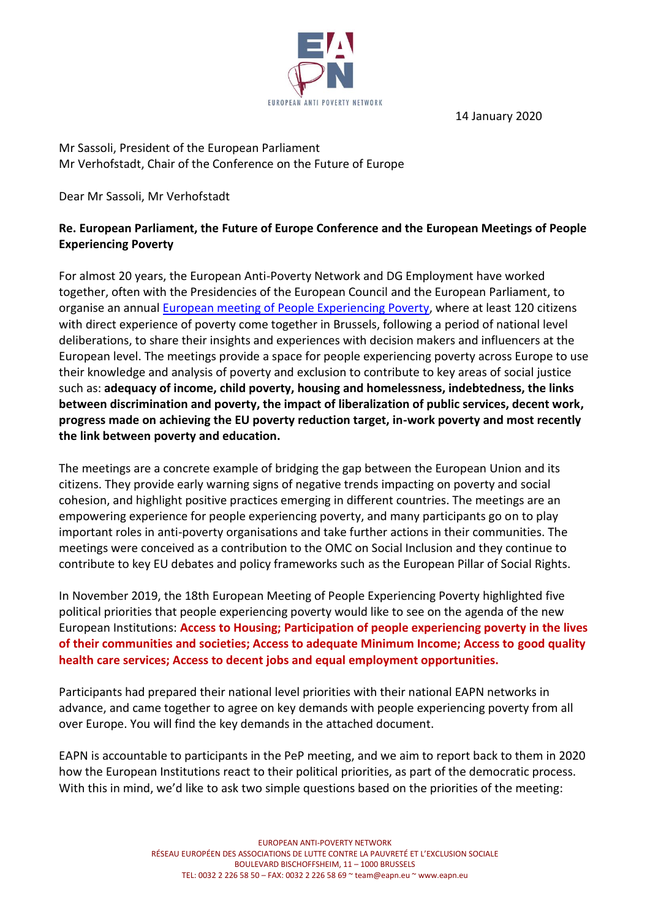EUROPEAN ANTI POVERTY NETWORK

14 January 2020

Mr Sassoli, President of the European Parliament
Mr Verhofstadt, Chair of the Conference on the Future of Europe

Dear Mr Sassoli, Mr Verhofstadt

**Re. European Parliament, the Future of Europe Conference and the European Meetings of People Experiencing Poverty**

For almost 20 years, the European Anti-Poverty Network and DG Employment have worked together, often with the Presidencies of the European Council and the European Parliament, to organise an annual [European meeting of People Experiencing Poverty](), where at least 120 citizens with direct experience of poverty come together in Brussels, following a period of national level deliberations, to share their insights and experiences with decision makers and influencers at the European level. The meetings provide a space for people experiencing poverty across Europe to use their knowledge and analysis of poverty and exclusion to contribute to key areas of social justice such as: **adequacy of income, child poverty, housing and homelessness, indebtedness, the links between discrimination and poverty, the impact of liberalization of public services, decent work, progress made on achieving the EU poverty reduction target, in-work poverty and most recently the link between poverty and education.**

The meetings are a concrete example of bridging the gap between the European Union and its citizens. They provide early warning signs of negative trends impacting on poverty and social cohesion, and highlight positive practices emerging in different countries. The meetings are an empowering experience for people experiencing poverty, and many participants go on to play important roles in anti-poverty organisations and take further actions in their communities. The meetings were conceived as a contribution to the OMC on Social Inclusion and they continue to contribute to key EU debates and policy frameworks such as the European Pillar of Social Rights.

In November 2019, the 18th European Meeting of People Experiencing Poverty highlighted five political priorities that people experiencing poverty would like to see on the agenda of the new European Institutions: **Access to Housing; Participation of people experiencing poverty in the lives of their communities and societies; Access to adequate Minimum Income; Access to good quality health care services; Access to decent jobs and equal employment opportunities.**

Participants had prepared their national level priorities with their national EAPN networks in advance, and came together to agree on key demands with people experiencing poverty from all over Europe. You will find the key demands in the attached document.

EAPN is accountable to participants in the PeP meeting, and we aim to report back to them in 2020 how the European Institutions react to their political priorities, as part of the democratic process. With this in mind, we'd like to ask two simple questions based on the priorities of the meeting: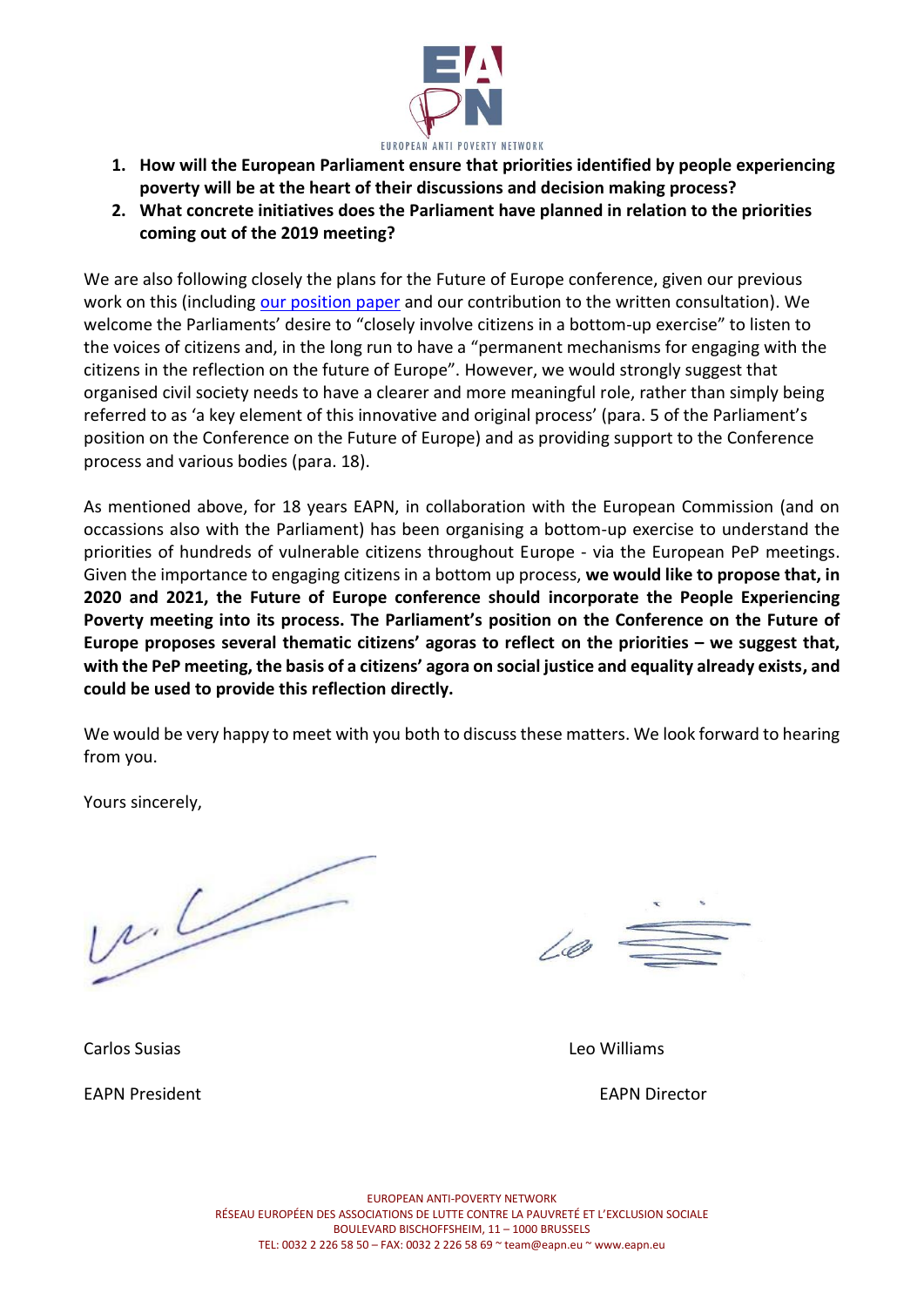1. **How will the European Parliament ensure that priorities identified by people experiencing poverty will be at the heart of their discussions and decision making process?**
2. **What concrete initiatives does the Parliament have planned in relation to the priorities coming out of the 2019 meeting?**

We are also following closely the plans for the Future of Europe conference, given our previous work on this (including our position paper and our contribution to the written consultation). We welcome the Parliaments' desire to "closely involve citizens in a bottom-up exercise" to listen to the voices of citizens and, in the long run to have a "permanent mechanisms for engaging with the citizens in the reflection on the future of Europe". However, we would strongly suggest that organised civil society needs to have a clearer and more meaningful role, rather than simply being referred to as 'a key element of this innovative and original process' (para. 5 of the Parliament's position on the Conference on the Future of Europe) and as providing support to the Conference process and various bodies (para. 18).

As mentioned above, for 18 years EAPN, in collaboration with the European Commission (and on occassions also with the Parliament) has been organising a bottom-up exercise to understand the priorities of hundreds of vulnerable citizens throughout Europe - via the European PeP meetings. Given the importance to engaging citizens in a bottom up process, **we would like to propose that, in 2020 and 2021, the Future of Europe conference should incorporate the People Experiencing Poverty meeting into its process. The Parliament's position on the Conference on the Future of Europe proposes several thematic citizens' agoras to reflect on the priorities – we suggest that, with the PeP meeting, the basis of a citizens' agora on social justice and equality already exists, and could be used to provide this reflection directly.**

We would be very happy to meet with you both to discuss these matters. We look forward to hearing from you.

Yours sincerely,

Carlos Susias
EAPN President

Leo Williams
EAPN Director